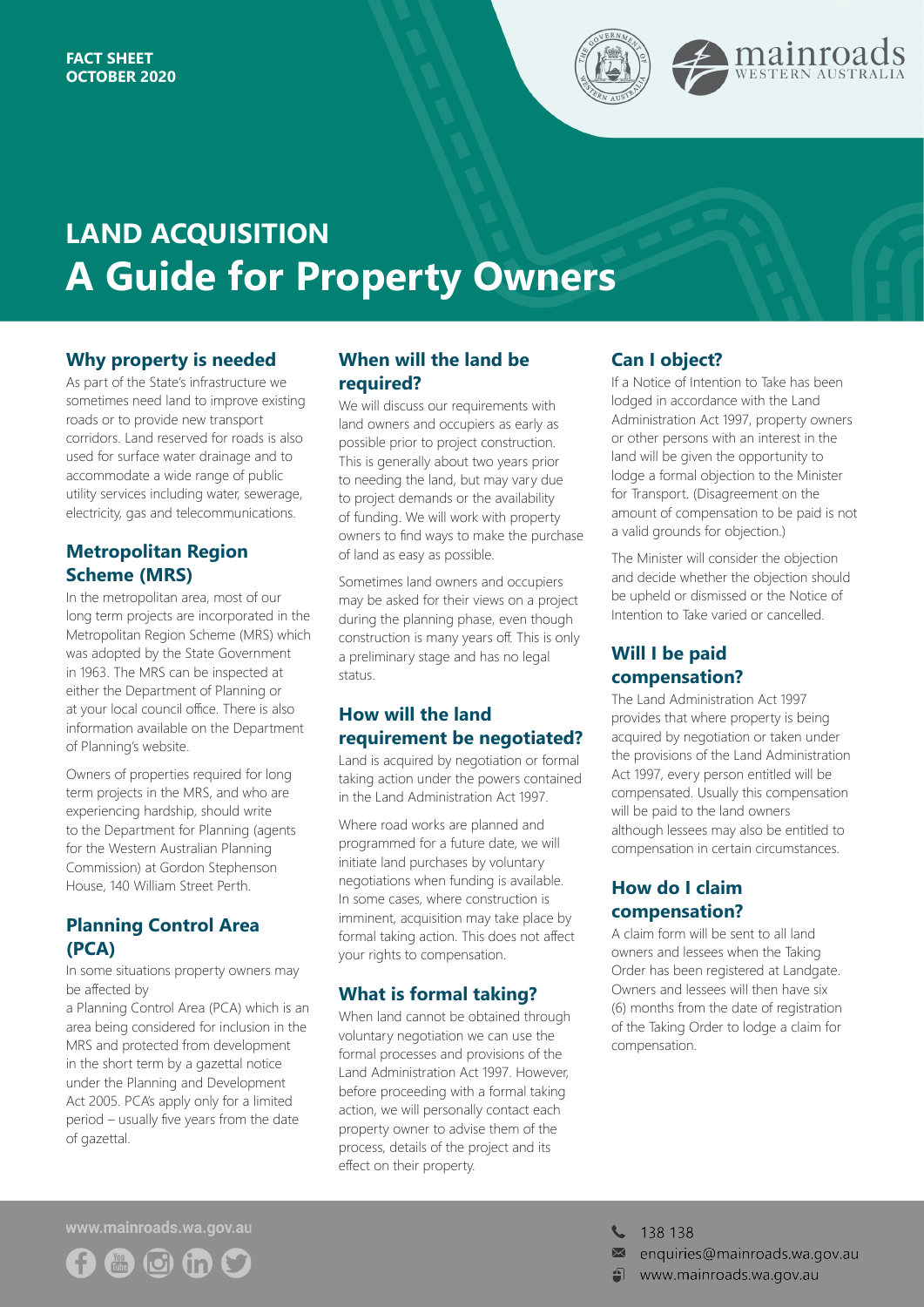FACT SHEET
OCTOBER 2020

# LAND ACQUISITION
# A Guide for Property Owners

## Why property is needed

As part of the State's infrastructure we sometimes need land to improve existing roads or to provide new transport corridors. Land reserved for roads is also used for surface water drainage and to accommodate a wide range of public utility services including water, sewerage, electricity, gas and telecommunications.

## Metropolitan Region Scheme (MRS)

In the metropolitan area, most of our long term projects are incorporated in the Metropolitan Region Scheme (MRS) which was adopted by the State Government in 1963. The MRS can be inspected at either the Department of Planning or at your local council office. There is also information available on the Department of Planning's website.

Owners of properties required for long term projects in the MRS, and who are experiencing hardship, should write to the Department for Planning (agents for the Western Australian Planning Commission) at Gordon Stephenson House, 140 William Street Perth.

## Planning Control Area (PCA)

In some situations property owners may be affected by
a Planning Control Area (PCA) which is an area being considered for inclusion in the MRS and protected from development in the short term by a gazettal notice under the Planning and Development Act 2005. PCA's apply only for a limited period – usually five years from the date of gazettal.

## When will the land be required?

We will discuss our requirements with land owners and occupiers as early as possible prior to project construction. This is generally about two years prior to needing the land, but may vary due to project demands or the availability of funding. We will work with property owners to find ways to make the purchase of land as easy as possible.

Sometimes land owners and occupiers may be asked for their views on a project during the planning phase, even though construction is many years off. This is only a preliminary stage and has no legal status.

## How will the land requirement be negotiated?

Land is acquired by negotiation or formal taking action under the powers contained in the Land Administration Act 1997.

Where road works are planned and programmed for a future date, we will initiate land purchases by voluntary negotiations when funding is available. In some cases, where construction is imminent, acquisition may take place by formal taking action. This does not affect your rights to compensation.

## What is formal taking?

When land cannot be obtained through voluntary negotiation we can use the formal processes and provisions of the Land Administration Act 1997. However, before proceeding with a formal taking action, we will personally contact each property owner to advise them of the process, details of the project and its effect on their property.

## Can I object?

If a Notice of Intention to Take has been lodged in accordance with the Land Administration Act 1997, property owners or other persons with an interest in the land will be given the opportunity to lodge a formal objection to the Minister for Transport. (Disagreement on the amount of compensation to be paid is not a valid grounds for objection.)

The Minister will consider the objection and decide whether the objection should be upheld or dismissed or the Notice of Intention to Take varied or cancelled.

## Will I be paid compensation?

The Land Administration Act 1997 provides that where property is being acquired by negotiation or taken under the provisions of the Land Administration Act 1997, every person entitled will be compensated. Usually this compensation will be paid to the land owners although lessees may also be entitled to compensation in certain circumstances.

## How do I claim compensation?

A claim form will be sent to all land owners and lessees when the Taking Order has been registered at Landgate. Owners and lessees will then have six (6) months from the date of registration of the Taking Order to lodge a claim for compensation.

www.mainroads.wa.gov.au

138 138
enquiries@mainroads.wa.gov.au
www.mainroads.wa.gov.au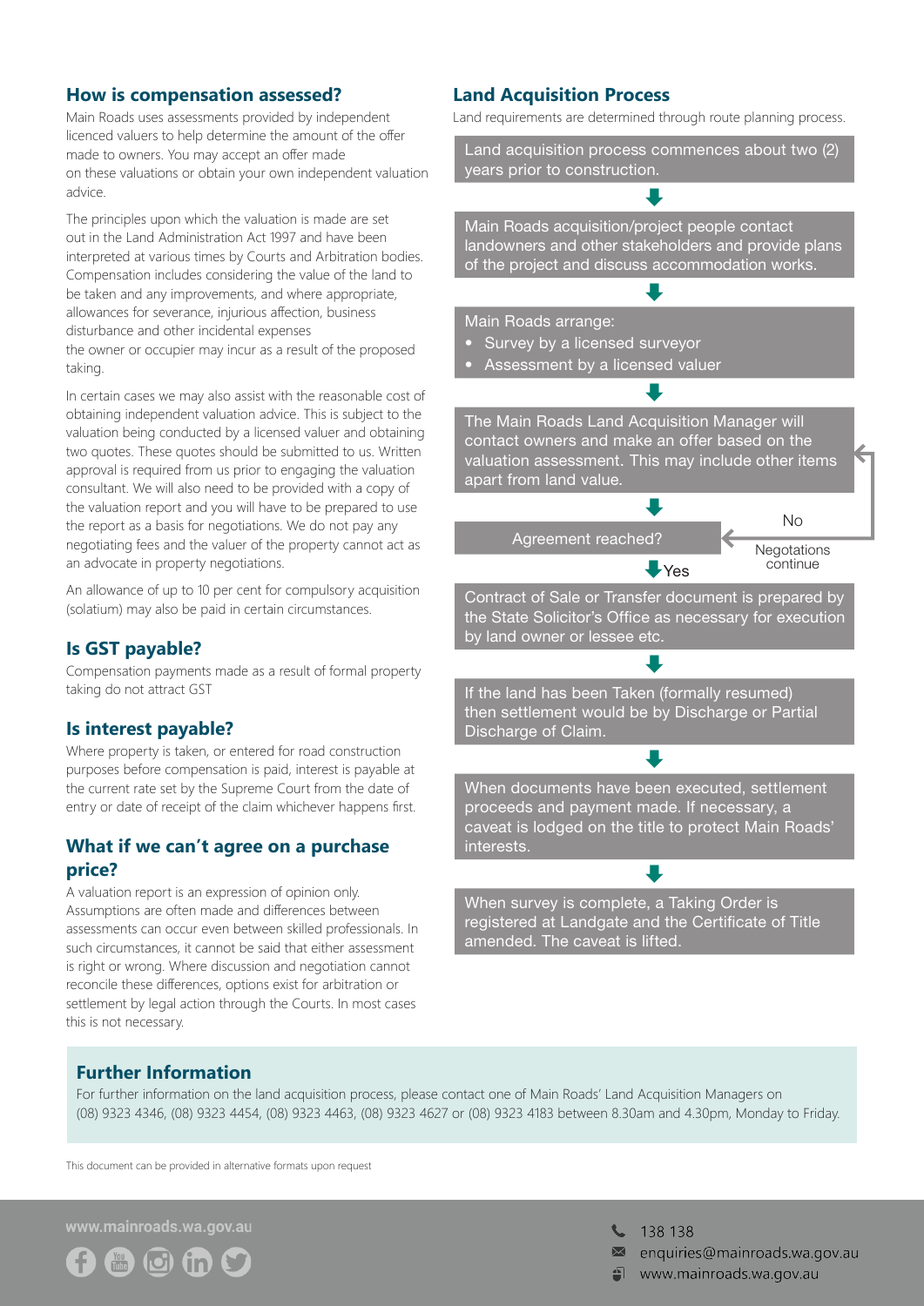## How is compensation assessed?

Main Roads uses assessments provided by independent licenced valuers to help determine the amount of the offer made to owners. You may accept an offer made on these valuations or obtain your own independent valuation advice.

The principles upon which the valuation is made are set out in the Land Administration Act 1997 and have been interpreted at various times by Courts and Arbitration bodies. Compensation includes considering the value of the land to be taken and any improvements, and where appropriate, allowances for severance, injurious affection, business disturbance and other incidental expenses the owner or occupier may incur as a result of the proposed taking.

In certain cases we may also assist with the reasonable cost of obtaining independent valuation advice. This is subject to the valuation being conducted by a licensed valuer and obtaining two quotes. These quotes should be submitted to us. Written approval is required from us prior to engaging the valuation consultant. We will also need to be provided with a copy of the valuation report and you will have to be prepared to use the report as a basis for negotiations. We do not pay any negotiating fees and the valuer of the property cannot act as an advocate in property negotiations.

An allowance of up to 10 per cent for compulsory acquisition (solatium) may also be paid in certain circumstances.

## Is GST payable?

Compensation payments made as a result of formal property taking do not attract GST

## Is interest payable?

Where property is taken, or entered for road construction purposes before compensation is paid, interest is payable at the current rate set by the Supreme Court from the date of entry or date of receipt of the claim whichever happens first.

## What if we can't agree on a purchase price?

A valuation report is an expression of opinion only. Assumptions are often made and differences between assessments can occur even between skilled professionals. In such circumstances, it cannot be said that either assessment is right or wrong. Where discussion and negotiation cannot reconcile these differences, options exist for arbitration or settlement by legal action through the Courts. In most cases this is not necessary.

## Land Acquisition Process

Land requirements are determined through route planning process.

Land acquisition process commences about two (2) years prior to construction.

Main Roads acquisition/project people contact landowners and other stakeholders and provide plans of the project and discuss accommodation works.

Main Roads arrange:

- Survey by a licensed surveyor
- Assessment by a licensed valuer

The Main Roads Land Acquisition Manager will contact owners and make an offer based on the valuation assessment. This may include other items apart from land value.

Agreement reached?

No – Negotiations continue

Yes

Contract of Sale or Transfer document is prepared by the State Solicitor's Office as necessary for execution by land owner or lessee etc.

If the land has been Taken (formally resumed) then settlement would be by Discharge or Partial Discharge of Claim.

When documents have been executed, settlement proceeds and payment made. If necessary, a caveat is lodged on the title to protect Main Roads' interests.

When survey is complete, a Taking Order is registered at Landgate and the Certificate of Title amended. The caveat is lifted.

## Further Information

For further information on the land acquisition process, please contact one of Main Roads' Land Acquisition Managers on (08) 9323 4346, (08) 9323 4454, (08) 9323 4463, (08) 9323 4627 or (08) 9323 4183 between 8.30am and 4.30pm, Monday to Friday.

This document can be provided in alternative formats upon request

www.mainroads.wa.gov.au

138 138

enquiries@mainroads.wa.gov.au

www.mainroads.wa.gov.au